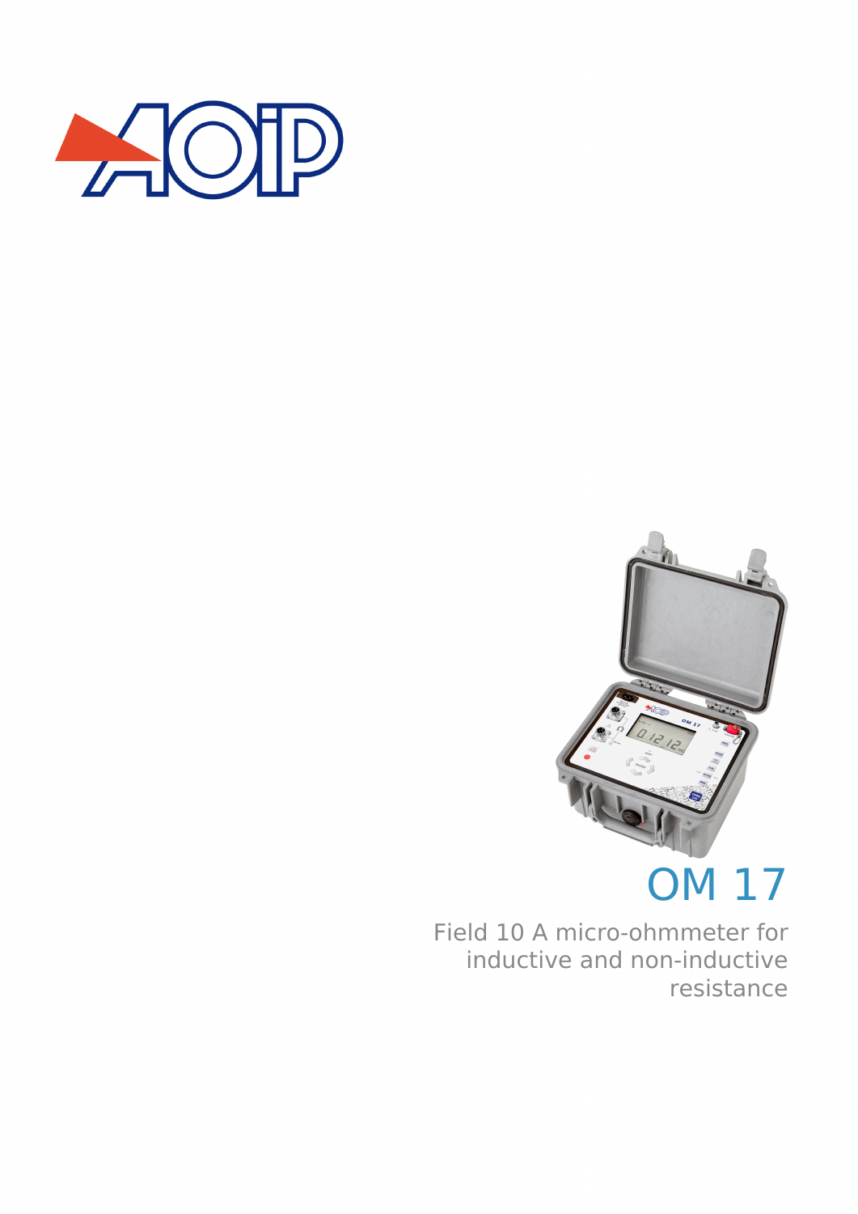# OM 17

Field 10 A micro-ohmmeter for inductive and non-inductive resistance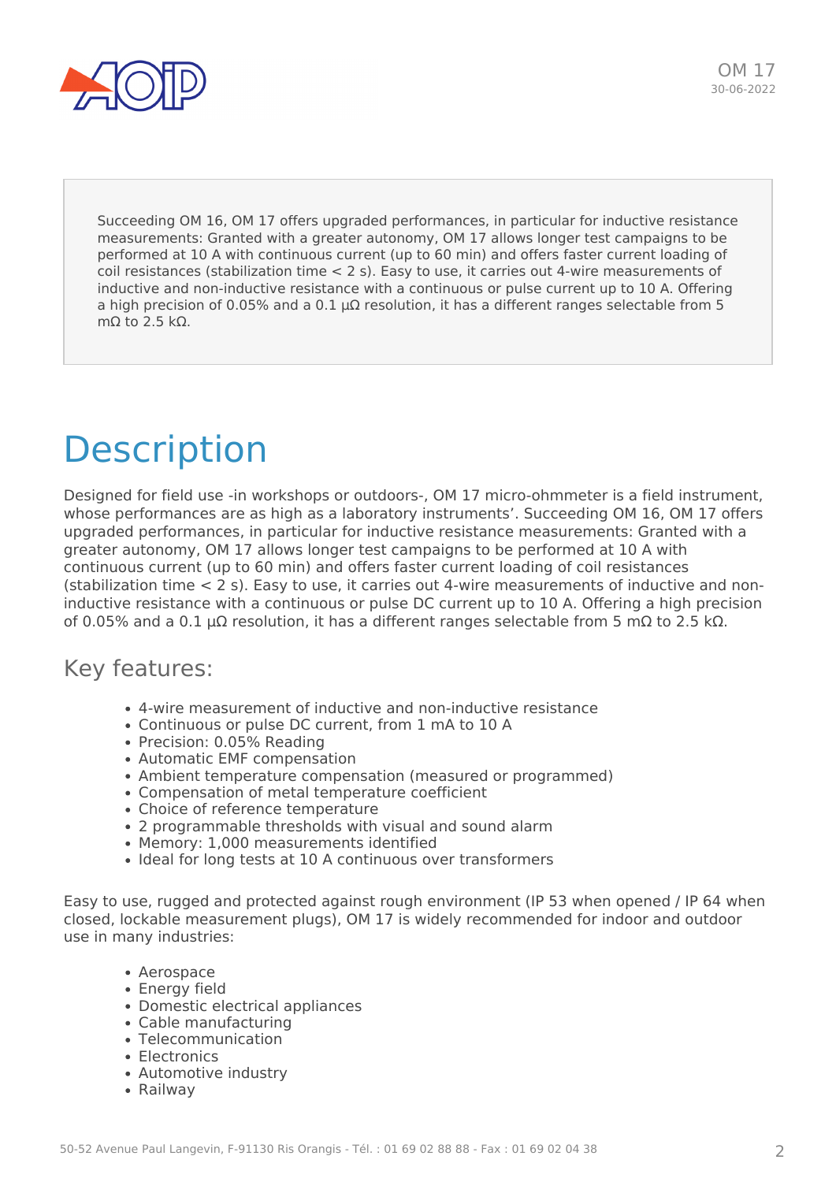Succeeding OM 16, OM 17 offers upgraded performances, in particular for inductive resistance measurements: Granted with a greater autonomy, OM 17 allows longer test campaigns to be performed at 10 A with continuous current (up to 60 min) and offers faster current loading of coil resistances (stabilization time < 2 s). Easy to use, it carries out 4-wire measurements of inductive and non-inductive resistance with a continuous or pulse current up to 10 A. Offering a high precision of 0.05% and a 0.1 µΩ resolution, it has a different ranges selectable from 5 mΩ to 2.5 kΩ.

# Description

Designed for field use -in workshops or outdoors-, OM 17 micro-ohmmeter is a field instrument, whose performances are as high as a laboratory instruments'. Succeeding OM 16, OM 17 offers upgraded performances, in particular for inductive resistance measurements: Granted with a greater autonomy, OM 17 allows longer test campaigns to be performed at 10 A with continuous current (up to 60 min) and offers faster current loading of coil resistances (stabilization time < 2 s). Easy to use, it carries out 4-wire measurements of inductive and non-inductive resistance with a continuous or pulse DC current up to 10 A. Offering a high precision of 0.05% and a 0.1 µΩ resolution, it has a different ranges selectable from 5 mΩ to 2.5 kΩ.

## Key features:

- 4-wire measurement of inductive and non-inductive resistance
- Continuous or pulse DC current, from 1 mA to 10 A
- Precision: 0.05% Reading
- Automatic EMF compensation
- Ambient temperature compensation (measured or programmed)
- Compensation of metal temperature coefficient
- Choice of reference temperature
- 2 programmable thresholds with visual and sound alarm
- Memory: 1,000 measurements identified
- Ideal for long tests at 10 A continuous over transformers

Easy to use, rugged and protected against rough environment (IP 53 when opened / IP 64 when closed, lockable measurement plugs), OM 17 is widely recommended for indoor and outdoor use in many industries:

- Aerospace
- Energy field
- Domestic electrical appliances
- Cable manufacturing
- Telecommunication
- Electronics
- Automotive industry
- Railway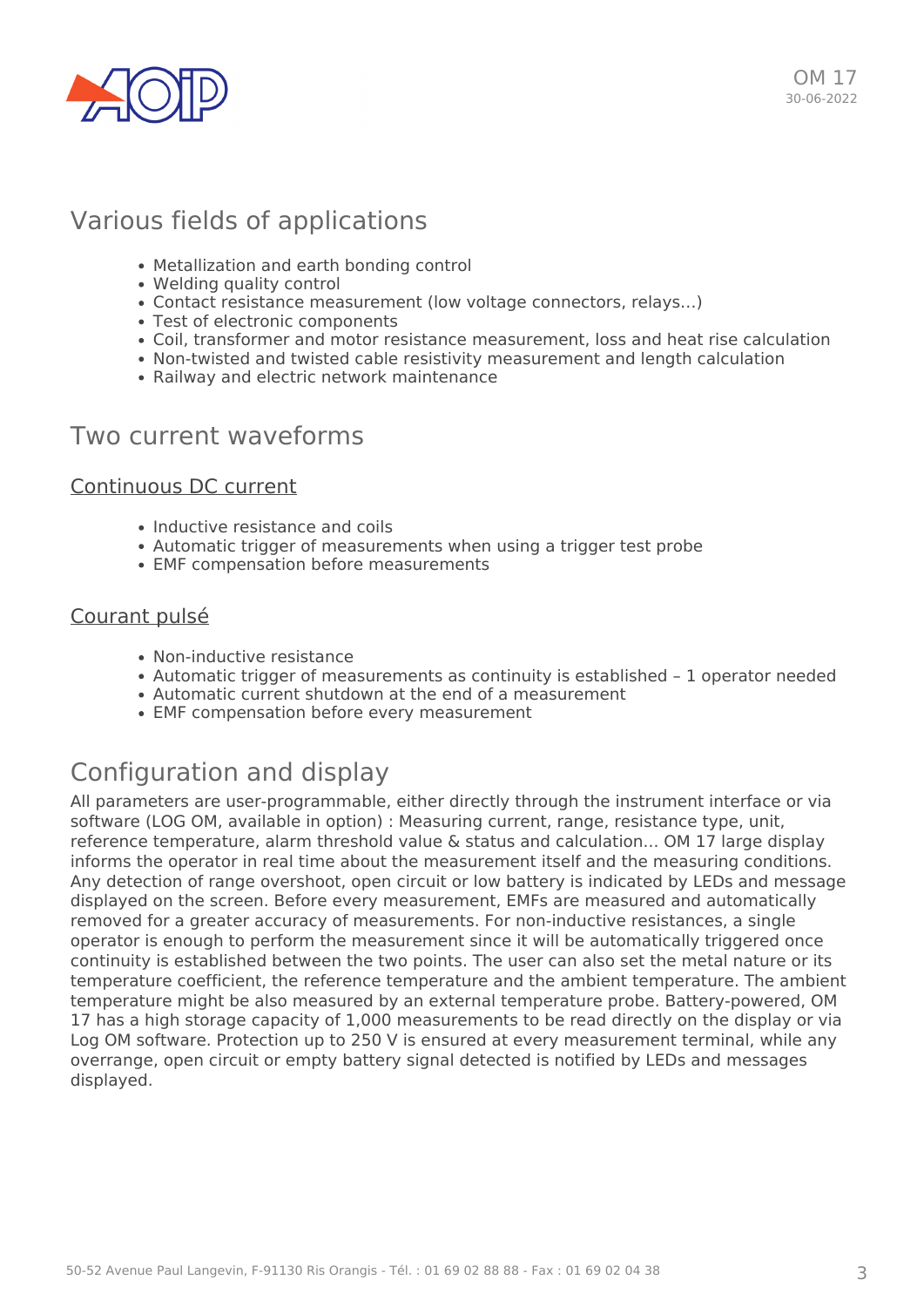## Various fields of applications

- Metallization and earth bonding control
- Welding quality control
- Contact resistance measurement (low voltage connectors, relays…)
- Test of electronic components
- Coil, transformer and motor resistance measurement, loss and heat rise calculation
- Non-twisted and twisted cable resistivity measurement and length calculation
- Railway and electric network maintenance

## Two current waveforms

### Continuous DC current

- Inductive resistance and coils
- Automatic trigger of measurements when using a trigger test probe
- EMF compensation before measurements

### Courant pulsé

- Non-inductive resistance
- Automatic trigger of measurements as continuity is established – 1 operator needed
- Automatic current shutdown at the end of a measurement
- EMF compensation before every measurement

## Configuration and display

All parameters are user-programmable, either directly through the instrument interface or via software (LOG OM, available in option) : Measuring current, range, resistance type, unit, reference temperature, alarm threshold value & status and calculation... OM 17 large display informs the operator in real time about the measurement itself and the measuring conditions. Any detection of range overshoot, open circuit or low battery is indicated by LEDs and message displayed on the screen. Before every measurement, EMFs are measured and automatically removed for a greater accuracy of measurements. For non-inductive resistances, a single operator is enough to perform the measurement since it will be automatically triggered once continuity is established between the two points. The user can also set the metal nature or its temperature coefficient, the reference temperature and the ambient temperature. The ambient temperature might be also measured by an external temperature probe. Battery-powered, OM 17 has a high storage capacity of 1,000 measurements to be read directly on the display or via Log OM software. Protection up to 250 V is ensured at every measurement terminal, while any overrange, open circuit or empty battery signal detected is notified by LEDs and messages displayed.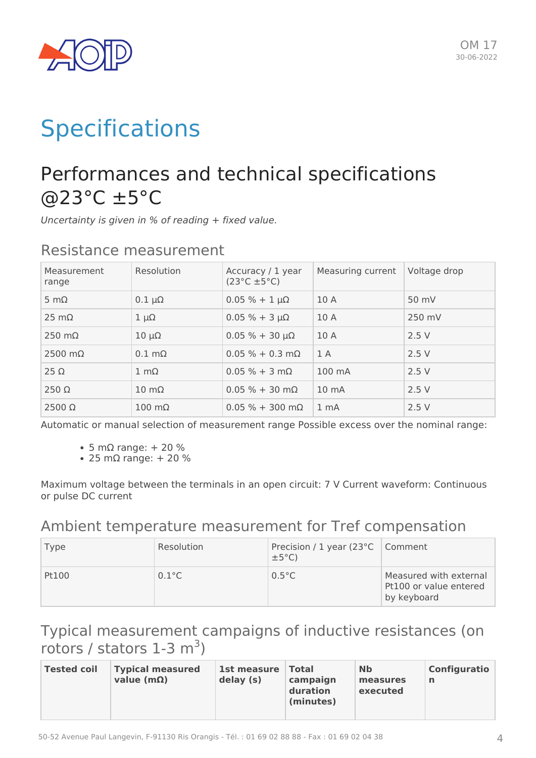# Specifications

## Performances and technical specifications @23°C ±5°C

*Uncertainty is given in % of reading + fixed value.*

### Resistance measurement

| Measurement range | Resolution | Accuracy / 1 year (23°C ±5°C) | Measuring current | Voltage drop |
|---|---|---|---|---|
| 5 mΩ | 0.1 µΩ | 0.05 % + 1 µΩ | 10 A | 50 mV |
| 25 mΩ | 1 µΩ | 0.05 % + 3 µΩ | 10 A | 250 mV |
| 250 mΩ | 10 µΩ | 0.05 % + 30 µΩ | 10 A | 2.5 V |
| 2500 mΩ | 0.1 mΩ | 0.05 % + 0.3 mΩ | 1 A | 2.5 V |
| 25 Ω | 1 mΩ | 0.05 % + 3 mΩ | 100 mA | 2.5 V |
| 250 Ω | 10 mΩ | 0.05 % + 30 mΩ | 10 mA | 2.5 V |
| 2500 Ω | 100 mΩ | 0.05 % + 300 mΩ | 1 mA | 2.5 V |

Automatic or manual selection of measurement range Possible excess over the nominal range:

- 5 mΩ range: + 20 %
- 25 mΩ range: + 20 %

Maximum voltage between the terminals in an open circuit: 7 V Current waveform: Continuous or pulse DC current

### Ambient temperature measurement for Tref compensation

| Type | Resolution | Precision / 1 year (23°C ±5°C) | Comment |
|---|---|---|---|
| Pt100 | 0.1°C | 0.5°C | Measured with external Pt100 or value entered by keyboard |

### Typical measurement campaigns of inductive resistances (on rotors / stators 1-3 m$^3$)

| Tested coil | Typical measured value (mΩ) | 1st measure delay (s) | Total campaign duration (minutes) | Nb measures executed | Configuration |
|---|---|---|---|---|---|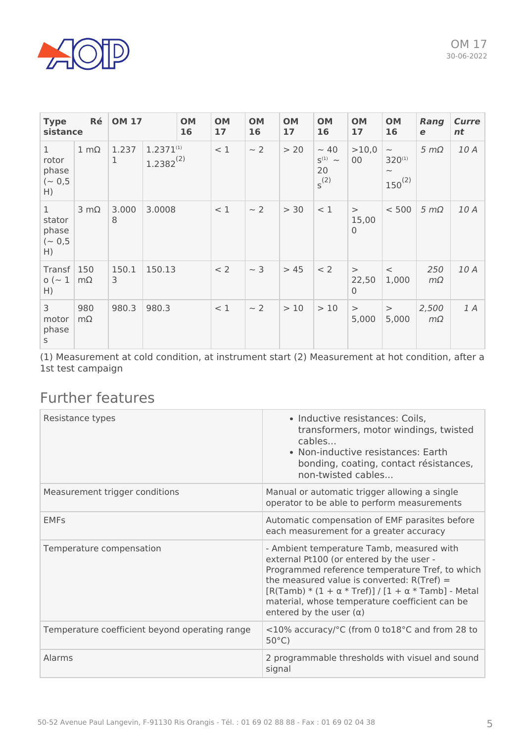| Type | Résistance | OM 17 | | OM 16 | OM 17 | OM 16 | OM 17 | OM 16 | OM 17 | OM 16 | *Range* | *Current* |
|---|---|---|---|---|---|---|---|---|---|---|---|---|
| 1 rotor phase (~ 0,5 H) | 1 mΩ | 1.2371 | 1.2371[(1)] 1.2382[(2)] | | < 1 | ~ 2 | > 20 | ~ 40 s[(1)] ~ 20 s[(2)] | >10,000 | ~ 320[(1)] ~ 150[(2)] | *5 mΩ* | *10 A* |
| 1 stator phase (~ 0,5 H) | 3 mΩ | 3.0008 | 3.0008 | | < 1 | ~ 2 | > 30 | < 1 | > 15,000 | < 500 | *5 mΩ* | *10 A* |
| Transfo (~ 1 H) | 150 mΩ | 150.13 | 150.13 | | < 2 | ~ 3 | > 45 | < 2 | > 22,500 | < 1,000 | *250 mΩ* | *10 A* |
| 3 motor phases | 980 mΩ | 980.3 | 980.3 | | < 1 | ~ 2 | > 10 | > 10 | > 5,000 | > 5,000 | *2,500 mΩ* | *1 A* |

(1) Measurement at cold condition, at instrument start (2) Measurement at hot condition, after a 1st test campaign

## Further features

| | |
|---|---|
| Resistance types | • Inductive resistances: Coils, transformers, motor windings, twisted cables... • Non-inductive resistances: Earth bonding, coating, contact résistances, non-twisted cables... |
| Measurement trigger conditions | Manual or automatic trigger allowing a single operator to be able to perform measurements |
| EMFs | Automatic compensation of EMF parasites before each measurement for a greater accuracy |
| Temperature compensation | - Ambient temperature Tamb, measured with external Pt100 (or entered by the user - Programmed reference temperature Tref, to which the measured value is converted: $R(Tref) = [R(Tamb) * (1 + \alpha * Tref)] / [1 + \alpha * Tamb]$ - Metal material, whose temperature coefficient can be entered by the user (α) |
| Temperature coefficient beyond operating range | <10% accuracy/°C (from 0 to18°C and from 28 to 50°C) |
| Alarms | 2 programmable thresholds with visuel and sound signal |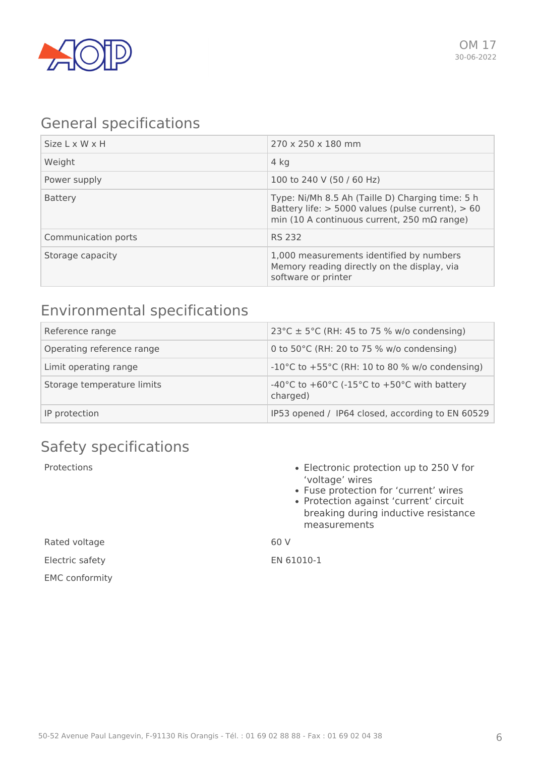## General specifications

| Size L x W x H | 270 x 250 x 180 mm |
|---|---|
| Weight | 4 kg |
| Power supply | 100 to 240 V (50 / 60 Hz) |
| Battery | Type: Ni/Mh 8.5 Ah (Taille D) Charging time: 5 h Battery life: > 5000 values (pulse current), > 60 min (10 A continuous current, 250 mΩ range) |
| Communication ports | RS 232 |
| Storage capacity | 1,000 measurements identified by numbers Memory reading directly on the display, via software or printer |

## Environmental specifications

| Reference range | 23°C ± 5°C (RH: 45 to 75 % w/o condensing) |
|---|---|
| Operating reference range | 0 to 50°C (RH: 20 to 75 % w/o condensing) |
| Limit operating range | -10°C to +55°C (RH: 10 to 80 % w/o condensing) |
| Storage temperature limits | -40°C to +60°C (-15°C to +50°C with battery charged) |
| IP protection | IP53 opened / IP64 closed, according to EN 60529 |

## Safety specifications

| Protections | • Electronic protection up to 250 V for 'voltage' wires<br>• Fuse protection for 'current' wires<br>• Protection against 'current' circuit breaking during inductive resistance measurements |
|---|---|
| Rated voltage | 60 V |
| Electric safety | EN 61010-1 |
| EMC conformity | |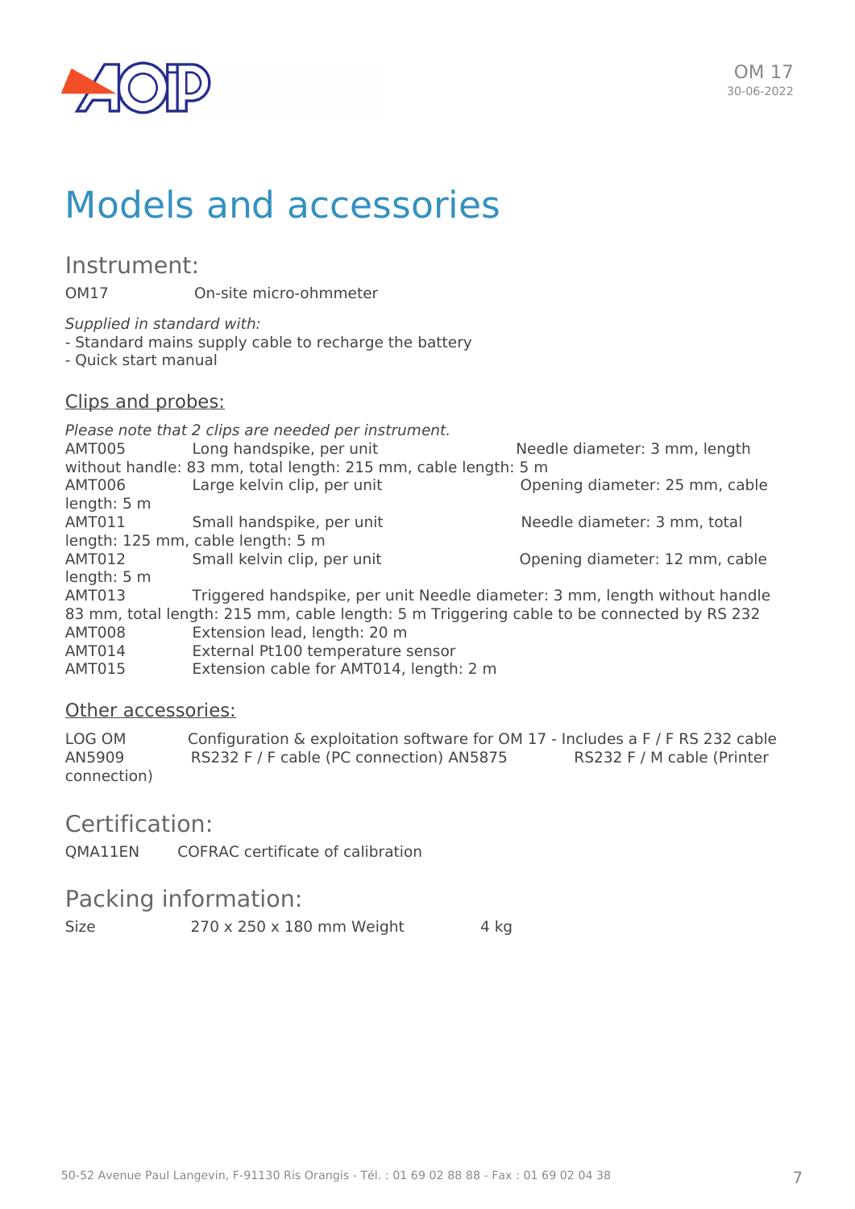# Models and accessories

## Instrument:

OM17 On-site micro-ohmmeter

*Supplied in standard with:*
- Standard mains supply cable to recharge the battery
- Quick start manual

### Clips and probes:

*Please note that 2 clips are needed per instrument.*

AMT005 Long handspike, per unit Needle diameter: 3 mm, length without handle: 83 mm, total length: 215 mm, cable length: 5 m
AMT006 Large kelvin clip, per unit Opening diameter: 25 mm, cable length: 5 m
AMT011 Small handspike, per unit Needle diameter: 3 mm, total length: 125 mm, cable length: 5 m
AMT012 Small kelvin clip, per unit Opening diameter: 12 mm, cable length: 5 m
AMT013 Triggered handspike, per unit Needle diameter: 3 mm, length without handle 83 mm, total length: 215 mm, cable length: 5 m Triggering cable to be connected by RS 232
AMT008 Extension lead, length: 20 m
AMT014 External Pt100 temperature sensor
AMT015 Extension cable for AMT014, length: 2 m

### Other accessories:

LOG OM Configuration & exploitation software for OM 17 - Includes a F / F RS 232 cable
AN5909 RS232 F / F cable (PC connection) AN5875 RS232 F / M cable (Printer connection)

## Certification:

QMA11EN COFRAC certificate of calibration

## Packing information:

Size 270 x 250 x 180 mm Weight 4 kg